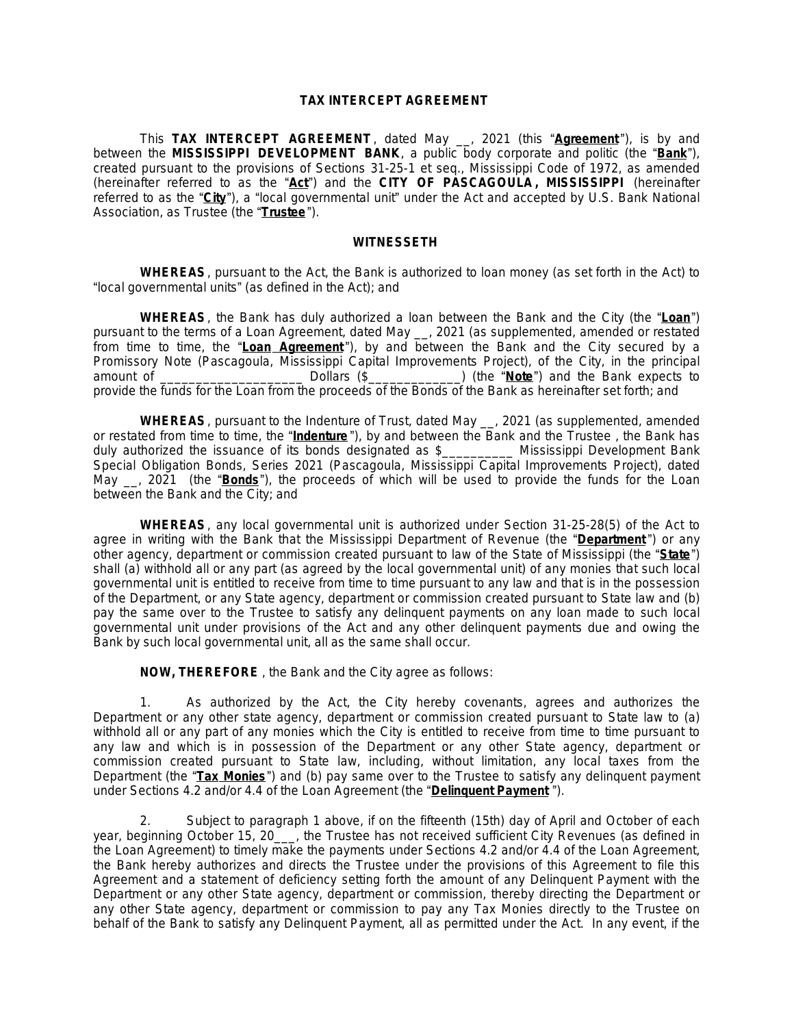# TAX INTERCEPT AGREEMENT

This **TAX INTERCEPT AGREEMENT**, dated May __, 2021 (this "**Agreement**"), is by and between the **MISSISSIPPI DEVELOPMENT BANK**, a public body corporate and politic (the "**Bank**"), created pursuant to the provisions of Sections 31-25-1 et seq., Mississippi Code of 1972, as amended (hereinafter referred to as the "**Act**") and the **CITY OF PASCAGOULA, MISSISSIPPI** (hereinafter referred to as the "**City**"), a "local governmental unit" under the Act and accepted by U.S. Bank National Association, as Trustee (the "**Trustee**").

## WITNESSETH

**WHEREAS**, pursuant to the Act, the Bank is authorized to loan money (as set forth in the Act) to "local governmental units" (as defined in the Act); and

**WHEREAS**, the Bank has duly authorized a loan between the Bank and the City (the "**Loan**") pursuant to the terms of a Loan Agreement, dated May __, 2021 (as supplemented, amended or restated from time to time, the "**Loan Agreement**"), by and between the Bank and the City secured by a Promissory Note (Pascagoula, Mississippi Capital Improvements Project), of the City, in the principal amount of ____________________ Dollars ($_____________) (the "**Note**") and the Bank expects to provide the funds for the Loan from the proceeds of the Bonds of the Bank as hereinafter set forth; and

**WHEREAS**, pursuant to the Indenture of Trust, dated May __, 2021 (as supplemented, amended or restated from time to time, the "**Indenture**"), by and between the Bank and the Trustee , the Bank has duly authorized the issuance of its bonds designated as $__________ Mississippi Development Bank Special Obligation Bonds, Series 2021 (Pascagoula, Mississippi Capital Improvements Project), dated May __, 2021 (the "**Bonds**"), the proceeds of which will be used to provide the funds for the Loan between the Bank and the City; and

**WHEREAS**, any local governmental unit is authorized under Section 31-25-28(5) of the Act to agree in writing with the Bank that the Mississippi Department of Revenue (the "**Department**") or any other agency, department or commission created pursuant to law of the State of Mississippi (the "**State**") shall (a) withhold all or any part (as agreed by the local governmental unit) of any monies that such local governmental unit is entitled to receive from time to time pursuant to any law and that is in the possession of the Department, or any State agency, department or commission created pursuant to State law and (b) pay the same over to the Trustee to satisfy any delinquent payments on any loan made to such local governmental unit under provisions of the Act and any other delinquent payments due and owing the Bank by such local governmental unit, all as the same shall occur.

**NOW, THEREFORE**, the Bank and the City agree as follows:

1. As authorized by the Act, the City hereby covenants, agrees and authorizes the Department or any other state agency, department or commission created pursuant to State law to (a) withhold all or any part of any monies which the City is entitled to receive from time to time pursuant to any law and which is in possession of the Department or any other State agency, department or commission created pursuant to State law, including, without limitation, any local taxes from the Department (the "**Tax Monies**") and (b) pay same over to the Trustee to satisfy any delinquent payment under Sections 4.2 and/or 4.4 of the Loan Agreement (the "**Delinquent Payment**").

2. Subject to paragraph 1 above, if on the fifteenth (15th) day of April and October of each year, beginning October 15, 20___, the Trustee has not received sufficient City Revenues (as defined in the Loan Agreement) to timely make the payments under Sections 4.2 and/or 4.4 of the Loan Agreement, the Bank hereby authorizes and directs the Trustee under the provisions of this Agreement to file this Agreement and a statement of deficiency setting forth the amount of any Delinquent Payment with the Department or any other State agency, department or commission, thereby directing the Department or any other State agency, department or commission to pay any Tax Monies directly to the Trustee on behalf of the Bank to satisfy any Delinquent Payment, all as permitted under the Act. In any event, if the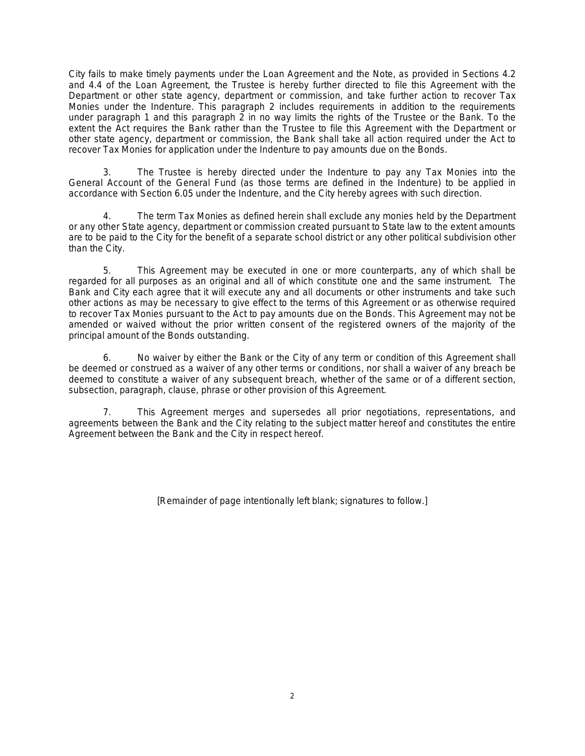City fails to make timely payments under the Loan Agreement and the Note, as provided in Sections 4.2 and 4.4 of the Loan Agreement, the Trustee is hereby further directed to file this Agreement with the Department or other state agency, department or commission, and take further action to recover Tax Monies under the Indenture. This paragraph 2 includes requirements in addition to the requirements under paragraph 1 and this paragraph 2 in no way limits the rights of the Trustee or the Bank. To the extent the Act requires the Bank rather than the Trustee to file this Agreement with the Department or other state agency, department or commission, the Bank shall take all action required under the Act to recover Tax Monies for application under the Indenture to pay amounts due on the Bonds.

3. The Trustee is hereby directed under the Indenture to pay any Tax Monies into the General Account of the General Fund (as those terms are defined in the Indenture) to be applied in accordance with Section 6.05 under the Indenture, and the City hereby agrees with such direction.

4. The term Tax Monies as defined herein shall exclude any monies held by the Department or any other State agency, department or commission created pursuant to State law to the extent amounts are to be paid to the City for the benefit of a separate school district or any other political subdivision other than the City.

5. This Agreement may be executed in one or more counterparts, any of which shall be regarded for all purposes as an original and all of which constitute one and the same instrument. The Bank and City each agree that it will execute any and all documents or other instruments and take such other actions as may be necessary to give effect to the terms of this Agreement or as otherwise required to recover Tax Monies pursuant to the Act to pay amounts due on the Bonds. This Agreement may not be amended or waived without the prior written consent of the registered owners of the majority of the principal amount of the Bonds outstanding.

6. No waiver by either the Bank or the City of any term or condition of this Agreement shall be deemed or construed as a waiver of any other terms or conditions, nor shall a waiver of any breach be deemed to constitute a waiver of any subsequent breach, whether of the same or of a different section, subsection, paragraph, clause, phrase or other provision of this Agreement.

7. This Agreement merges and supersedes all prior negotiations, representations, and agreements between the Bank and the City relating to the subject matter hereof and constitutes the entire Agreement between the Bank and the City in respect hereof.

[Remainder of page intentionally left blank; signatures to follow.]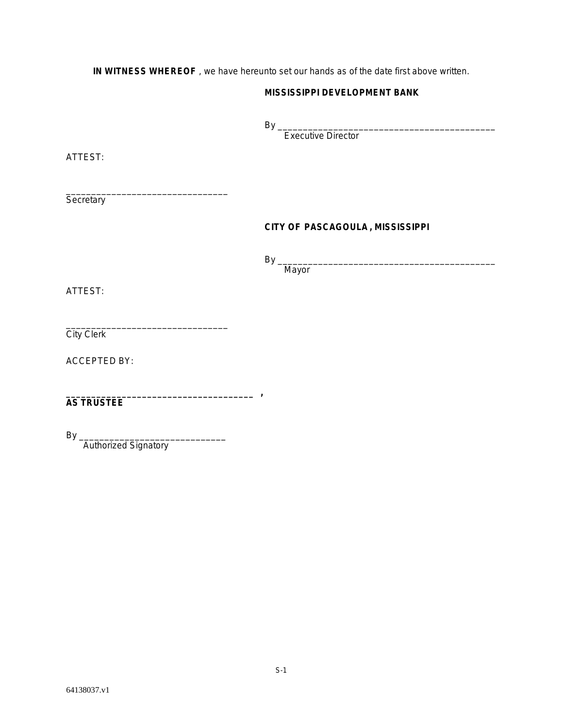**IN WITNESS WHEREOF**, we have hereunto set our hands as of the date first above written.

**MISSISSIPPI DEVELOPMENT BANK**

By ____________________________________________
Executive Director

ATTEST:

________________________________
Secretary

**CITY OF PASCAGOULA, MISSISSIPPI**

By ____________________________________________
Mayor

ATTEST:

________________________________
City Clerk

ACCEPTED BY:

**_____________________________________,**
**AS TRUSTEE**

By _____________________________
Authorized Signatory

64138037.v1